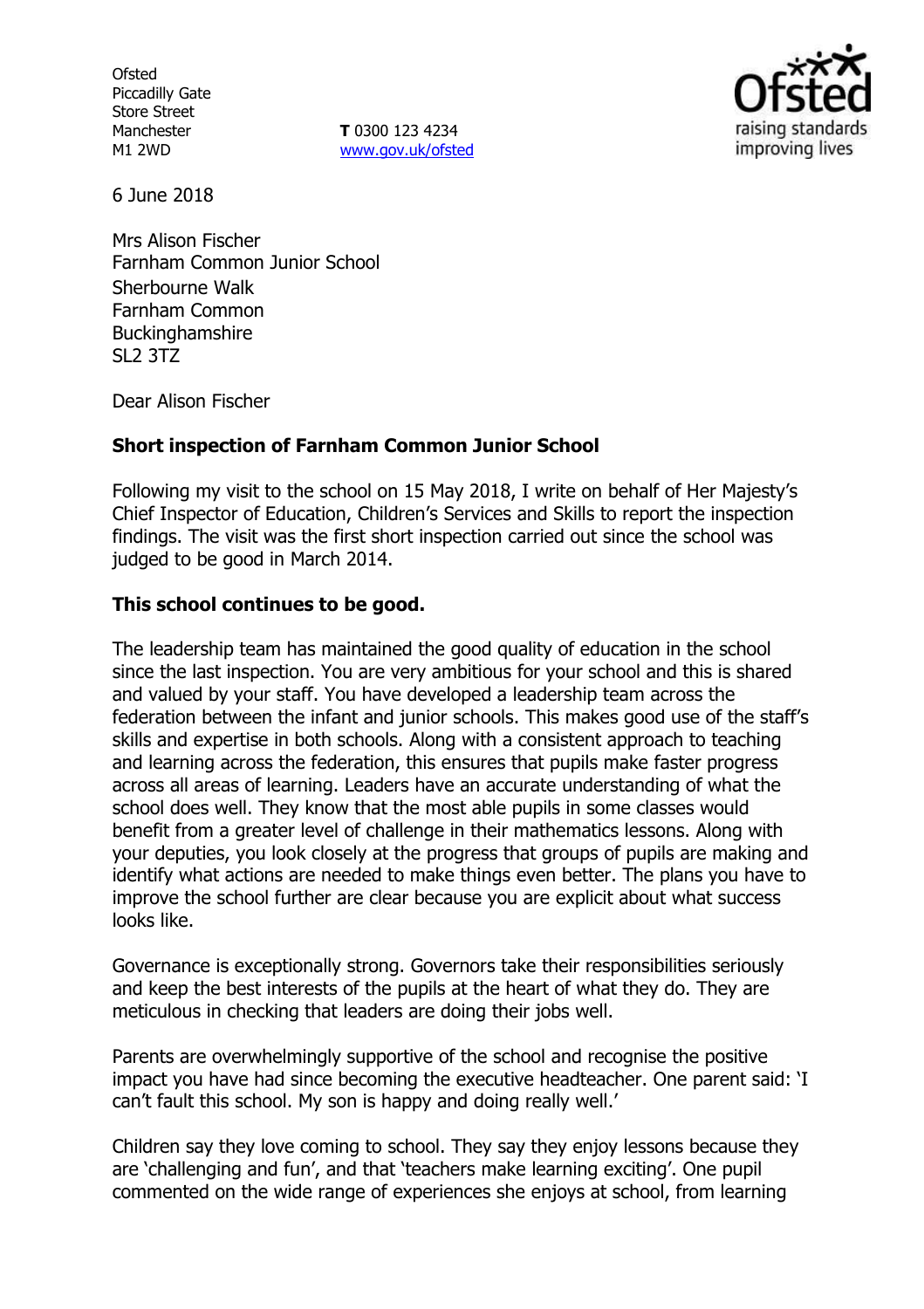Ofsted
Piccadilly Gate
Store Street
Manchester
M1 2WD

**T** 0300 123 4234
www.gov.uk/ofsted

6 June 2018

Mrs Alison Fischer
Farnham Common Junior School
Sherbourne Walk
Farnham Common
Buckinghamshire
SL2 3TZ

Dear Alison Fischer

**Short inspection of Farnham Common Junior School**

Following my visit to the school on 15 May 2018, I write on behalf of Her Majesty's Chief Inspector of Education, Children's Services and Skills to report the inspection findings. The visit was the first short inspection carried out since the school was judged to be good in March 2014.

**This school continues to be good.**

The leadership team has maintained the good quality of education in the school since the last inspection. You are very ambitious for your school and this is shared and valued by your staff. You have developed a leadership team across the federation between the infant and junior schools. This makes good use of the staff's skills and expertise in both schools. Along with a consistent approach to teaching and learning across the federation, this ensures that pupils make faster progress across all areas of learning. Leaders have an accurate understanding of what the school does well. They know that the most able pupils in some classes would benefit from a greater level of challenge in their mathematics lessons. Along with your deputies, you look closely at the progress that groups of pupils are making and identify what actions are needed to make things even better. The plans you have to improve the school further are clear because you are explicit about what success looks like.

Governance is exceptionally strong. Governors take their responsibilities seriously and keep the best interests of the pupils at the heart of what they do. They are meticulous in checking that leaders are doing their jobs well.

Parents are overwhelmingly supportive of the school and recognise the positive impact you have had since becoming the executive headteacher. One parent said: 'I can't fault this school. My son is happy and doing really well.'

Children say they love coming to school. They say they enjoy lessons because they are 'challenging and fun', and that 'teachers make learning exciting'. One pupil commented on the wide range of experiences she enjoys at school, from learning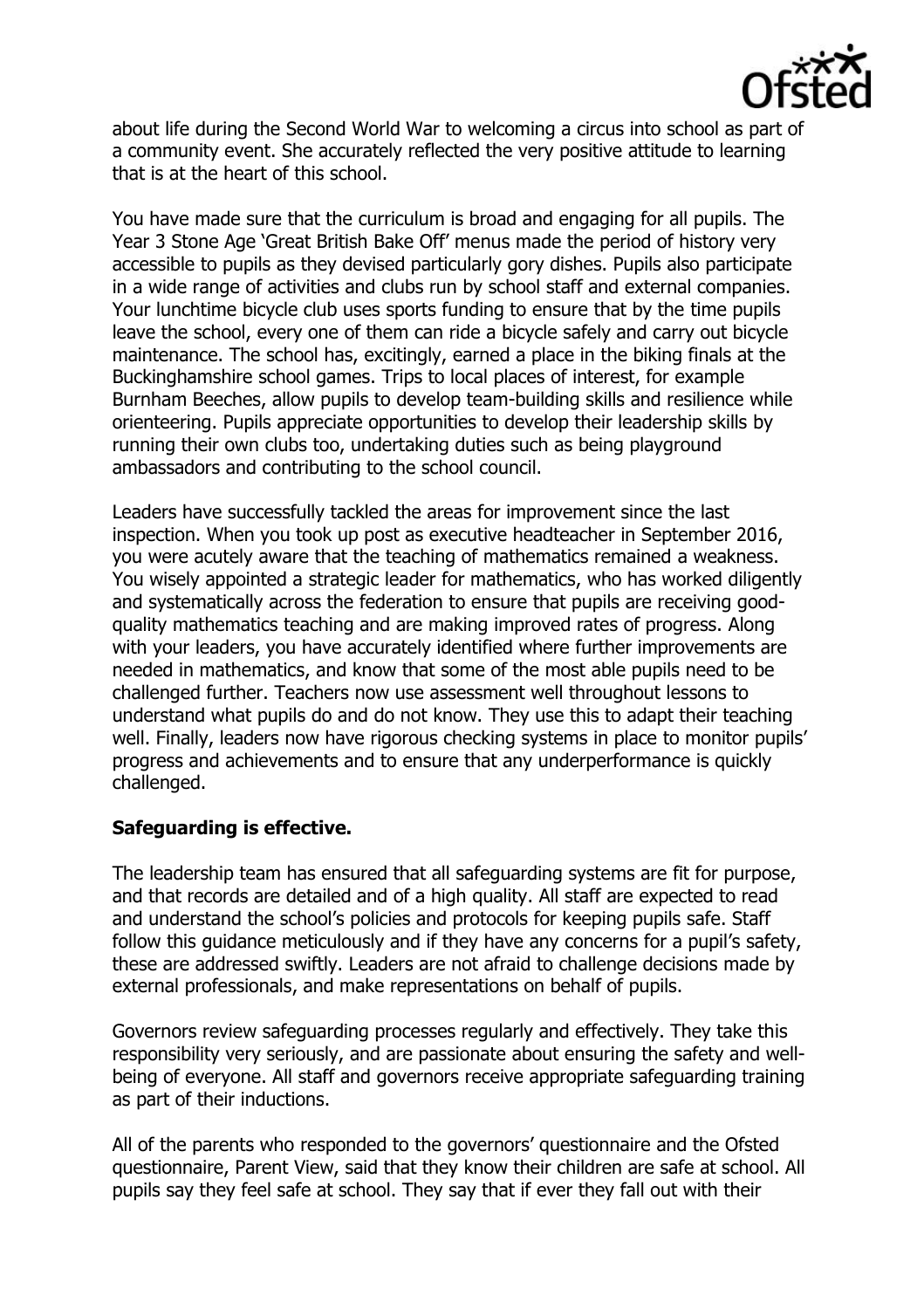about life during the Second World War to welcoming a circus into school as part of a community event. She accurately reflected the very positive attitude to learning that is at the heart of this school.

You have made sure that the curriculum is broad and engaging for all pupils. The Year 3 Stone Age 'Great British Bake Off' menus made the period of history very accessible to pupils as they devised particularly gory dishes. Pupils also participate in a wide range of activities and clubs run by school staff and external companies. Your lunchtime bicycle club uses sports funding to ensure that by the time pupils leave the school, every one of them can ride a bicycle safely and carry out bicycle maintenance. The school has, excitingly, earned a place in the biking finals at the Buckinghamshire school games. Trips to local places of interest, for example Burnham Beeches, allow pupils to develop team-building skills and resilience while orienteering. Pupils appreciate opportunities to develop their leadership skills by running their own clubs too, undertaking duties such as being playground ambassadors and contributing to the school council.

Leaders have successfully tackled the areas for improvement since the last inspection. When you took up post as executive headteacher in September 2016, you were acutely aware that the teaching of mathematics remained a weakness. You wisely appointed a strategic leader for mathematics, who has worked diligently and systematically across the federation to ensure that pupils are receiving good-quality mathematics teaching and are making improved rates of progress. Along with your leaders, you have accurately identified where further improvements are needed in mathematics, and know that some of the most able pupils need to be challenged further. Teachers now use assessment well throughout lessons to understand what pupils do and do not know. They use this to adapt their teaching well. Finally, leaders now have rigorous checking systems in place to monitor pupils' progress and achievements and to ensure that any underperformance is quickly challenged.

**Safeguarding is effective.**

The leadership team has ensured that all safeguarding systems are fit for purpose, and that records are detailed and of a high quality. All staff are expected to read and understand the school's policies and protocols for keeping pupils safe. Staff follow this guidance meticulously and if they have any concerns for a pupil's safety, these are addressed swiftly. Leaders are not afraid to challenge decisions made by external professionals, and make representations on behalf of pupils.

Governors review safeguarding processes regularly and effectively. They take this responsibility very seriously, and are passionate about ensuring the safety and well-being of everyone. All staff and governors receive appropriate safeguarding training as part of their inductions.

All of the parents who responded to the governors' questionnaire and the Ofsted questionnaire, Parent View, said that they know their children are safe at school. All pupils say they feel safe at school. They say that if ever they fall out with their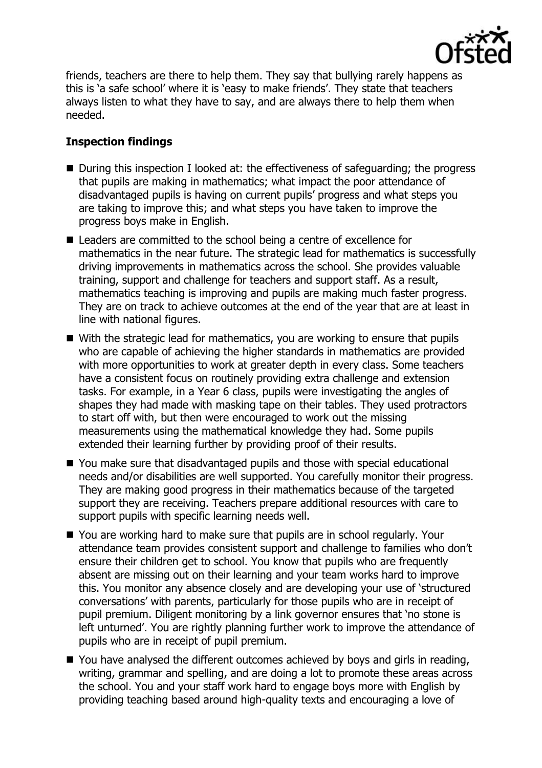friends, teachers are there to help them. They say that bullying rarely happens as this is 'a safe school' where it is 'easy to make friends'. They state that teachers always listen to what they have to say, and are always there to help them when needed.

**Inspection findings**

- During this inspection I looked at: the effectiveness of safeguarding; the progress that pupils are making in mathematics; what impact the poor attendance of disadvantaged pupils is having on current pupils' progress and what steps you are taking to improve this; and what steps you have taken to improve the progress boys make in English.
- Leaders are committed to the school being a centre of excellence for mathematics in the near future. The strategic lead for mathematics is successfully driving improvements in mathematics across the school. She provides valuable training, support and challenge for teachers and support staff. As a result, mathematics teaching is improving and pupils are making much faster progress. They are on track to achieve outcomes at the end of the year that are at least in line with national figures.
- With the strategic lead for mathematics, you are working to ensure that pupils who are capable of achieving the higher standards in mathematics are provided with more opportunities to work at greater depth in every class. Some teachers have a consistent focus on routinely providing extra challenge and extension tasks. For example, in a Year 6 class, pupils were investigating the angles of shapes they had made with masking tape on their tables. They used protractors to start off with, but then were encouraged to work out the missing measurements using the mathematical knowledge they had. Some pupils extended their learning further by providing proof of their results.
- You make sure that disadvantaged pupils and those with special educational needs and/or disabilities are well supported. You carefully monitor their progress. They are making good progress in their mathematics because of the targeted support they are receiving. Teachers prepare additional resources with care to support pupils with specific learning needs well.
- You are working hard to make sure that pupils are in school regularly. Your attendance team provides consistent support and challenge to families who don't ensure their children get to school. You know that pupils who are frequently absent are missing out on their learning and your team works hard to improve this. You monitor any absence closely and are developing your use of 'structured conversations' with parents, particularly for those pupils who are in receipt of pupil premium. Diligent monitoring by a link governor ensures that 'no stone is left unturned'. You are rightly planning further work to improve the attendance of pupils who are in receipt of pupil premium.
- You have analysed the different outcomes achieved by boys and girls in reading, writing, grammar and spelling, and are doing a lot to promote these areas across the school. You and your staff work hard to engage boys more with English by providing teaching based around high-quality texts and encouraging a love of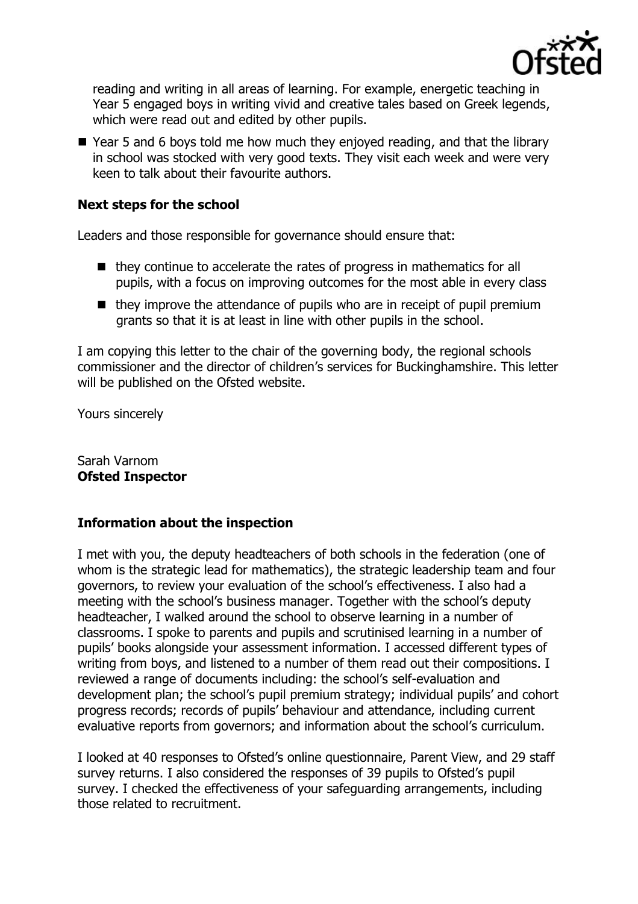reading and writing in all areas of learning. For example, energetic teaching in Year 5 engaged boys in writing vivid and creative tales based on Greek legends, which were read out and edited by other pupils.

- Year 5 and 6 boys told me how much they enjoyed reading, and that the library in school was stocked with very good texts. They visit each week and were very keen to talk about their favourite authors.

### Next steps for the school

Leaders and those responsible for governance should ensure that:

- they continue to accelerate the rates of progress in mathematics for all pupils, with a focus on improving outcomes for the most able in every class
- they improve the attendance of pupils who are in receipt of pupil premium grants so that it is at least in line with other pupils in the school.

I am copying this letter to the chair of the governing body, the regional schools commissioner and the director of children's services for Buckinghamshire. This letter will be published on the Ofsted website.

Yours sincerely

Sarah Varnom
**Ofsted Inspector**

### Information about the inspection

I met with you, the deputy headteachers of both schools in the federation (one of whom is the strategic lead for mathematics), the strategic leadership team and four governors, to review your evaluation of the school's effectiveness. I also had a meeting with the school's business manager. Together with the school's deputy headteacher, I walked around the school to observe learning in a number of classrooms. I spoke to parents and pupils and scrutinised learning in a number of pupils' books alongside your assessment information. I accessed different types of writing from boys, and listened to a number of them read out their compositions. I reviewed a range of documents including: the school's self-evaluation and development plan; the school's pupil premium strategy; individual pupils' and cohort progress records; records of pupils' behaviour and attendance, including current evaluative reports from governors; and information about the school's curriculum.

I looked at 40 responses to Ofsted's online questionnaire, Parent View, and 29 staff survey returns. I also considered the responses of 39 pupils to Ofsted's pupil survey. I checked the effectiveness of your safeguarding arrangements, including those related to recruitment.